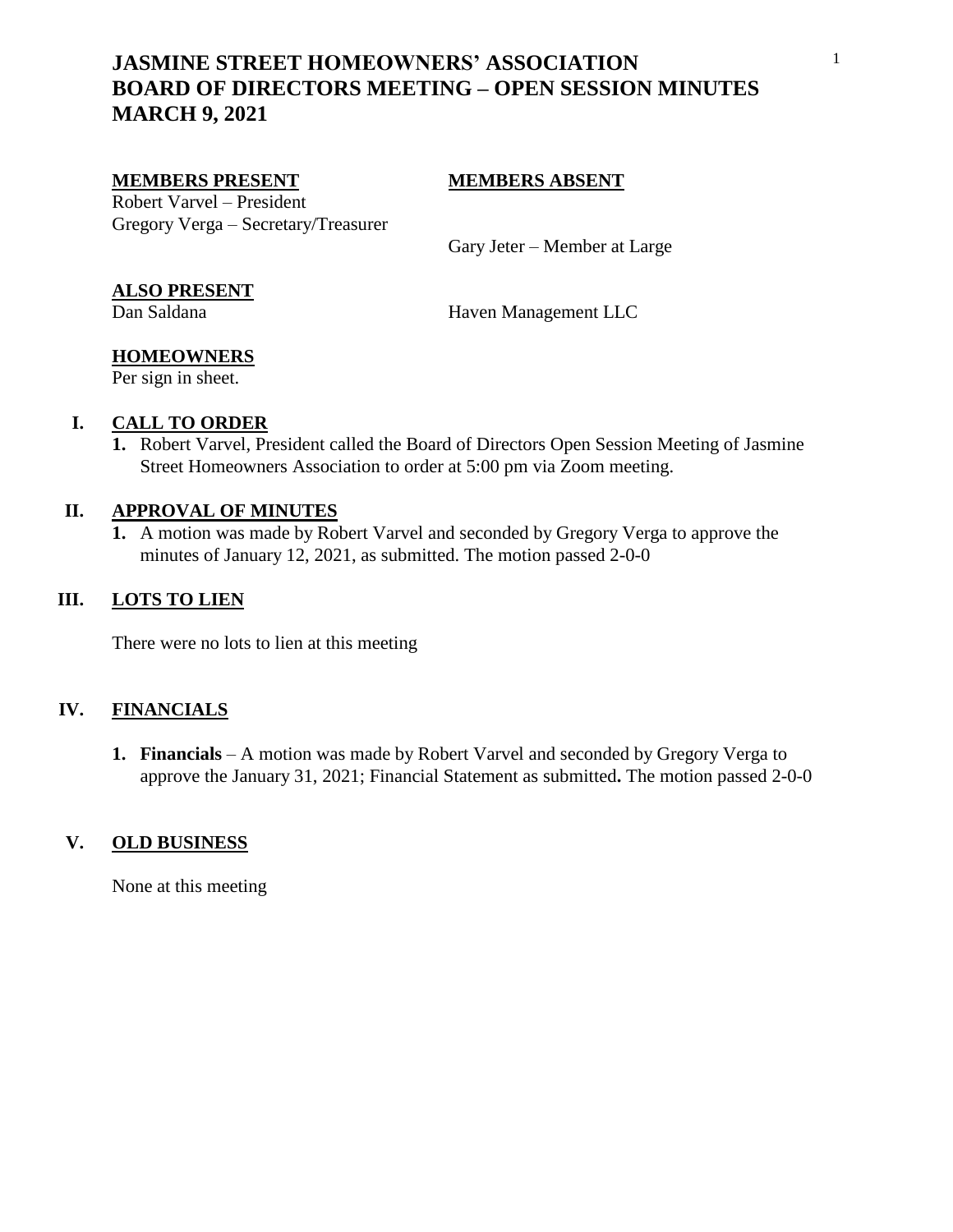# JASMINE STREET HOMEOWNERS' ASSOCIATION
# BOARD OF DIRECTORS MEETING – OPEN SESSION MINUTES
# MARCH 9, 2021

**MEMBERS PRESENT**

Robert Varvel – President
Gregory Verga – Secretary/Treasurer

**MEMBERS ABSENT**

Gary Jeter – Member at Large

**ALSO PRESENT**

Dan Saldana — Haven Management LLC

**HOMEOWNERS**

Per sign in sheet.

## I. CALL TO ORDER

1. Robert Varvel, President called the Board of Directors Open Session Meeting of Jasmine Street Homeowners Association to order at 5:00 pm via Zoom meeting.

## II. APPROVAL OF MINUTES

1. A motion was made by Robert Varvel and seconded by Gregory Verga to approve the minutes of January 12, 2021, as submitted. The motion passed 2-0-0

## III. LOTS TO LIEN

There were no lots to lien at this meeting

## IV. FINANCIALS

1. **Financials** – A motion was made by Robert Varvel and seconded by Gregory Verga to approve the January 31, 2021; Financial Statement as submitted**.** The motion passed 2-0-0

## V. OLD BUSINESS

None at this meeting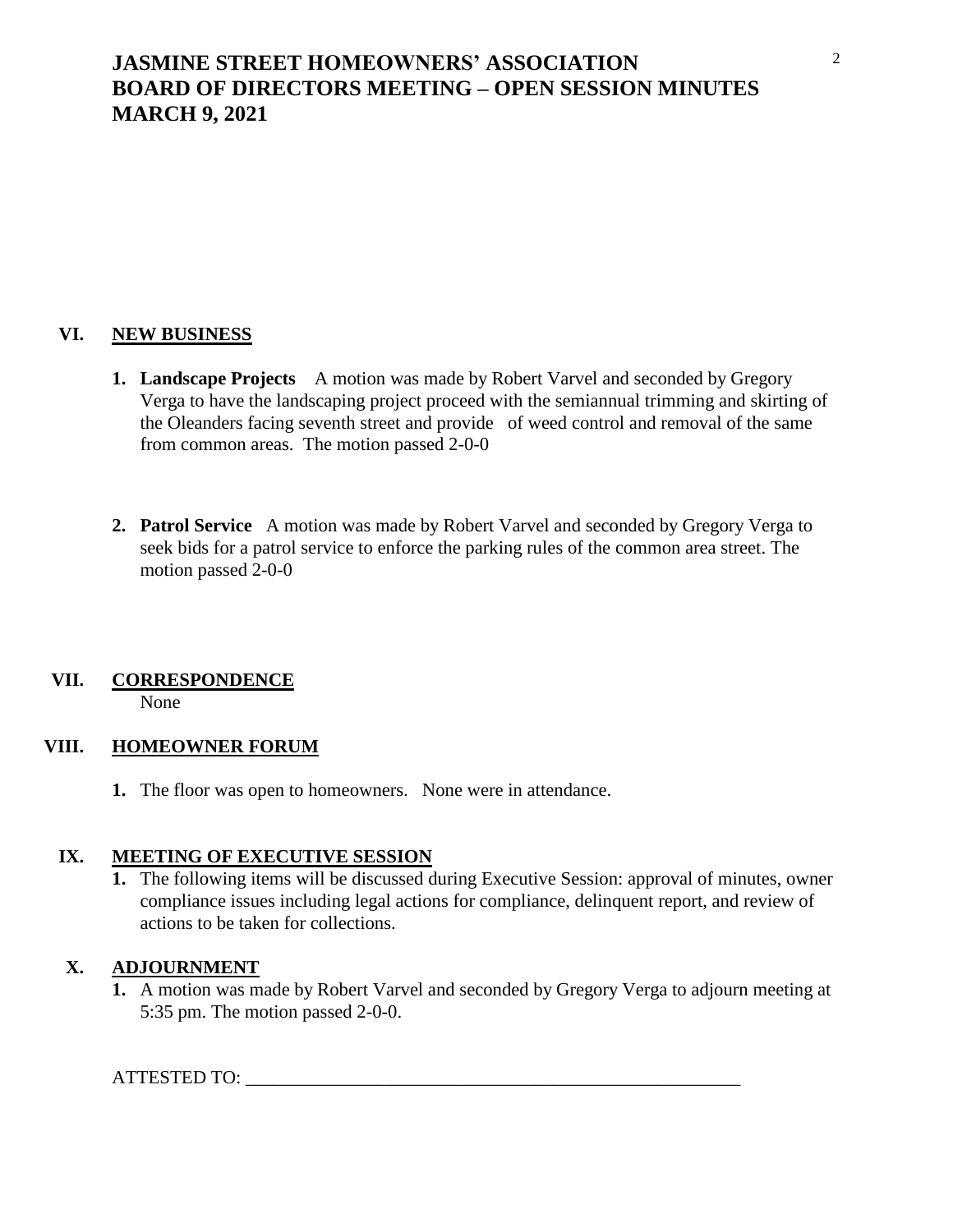# JASMINE STREET HOMEOWNERS' ASSOCIATION
# BOARD OF DIRECTORS MEETING – OPEN SESSION MINUTES
# MARCH 9, 2021

## VI. NEW BUSINESS

1. **Landscape Projects** A motion was made by Robert Varvel and seconded by Gregory Verga to have the landscaping project proceed with the semiannual trimming and skirting of the Oleanders facing seventh street and provide of weed control and removal of the same from common areas. The motion passed 2-0-0

2. **Patrol Service** A motion was made by Robert Varvel and seconded by Gregory Verga to seek bids for a patrol service to enforce the parking rules of the common area street. The motion passed 2-0-0

## VII. CORRESPONDENCE

None

## VIII. HOMEOWNER FORUM

1. The floor was open to homeowners. None were in attendance.

## IX. MEETING OF EXECUTIVE SESSION

1. The following items will be discussed during Executive Session: approval of minutes, owner compliance issues including legal actions for compliance, delinquent report, and review of actions to be taken for collections.

## X. ADJOURNMENT

1. A motion was made by Robert Varvel and seconded by Gregory Verga to adjourn meeting at 5:35 pm. The motion passed 2-0-0.

ATTESTED TO: _______________________________________________________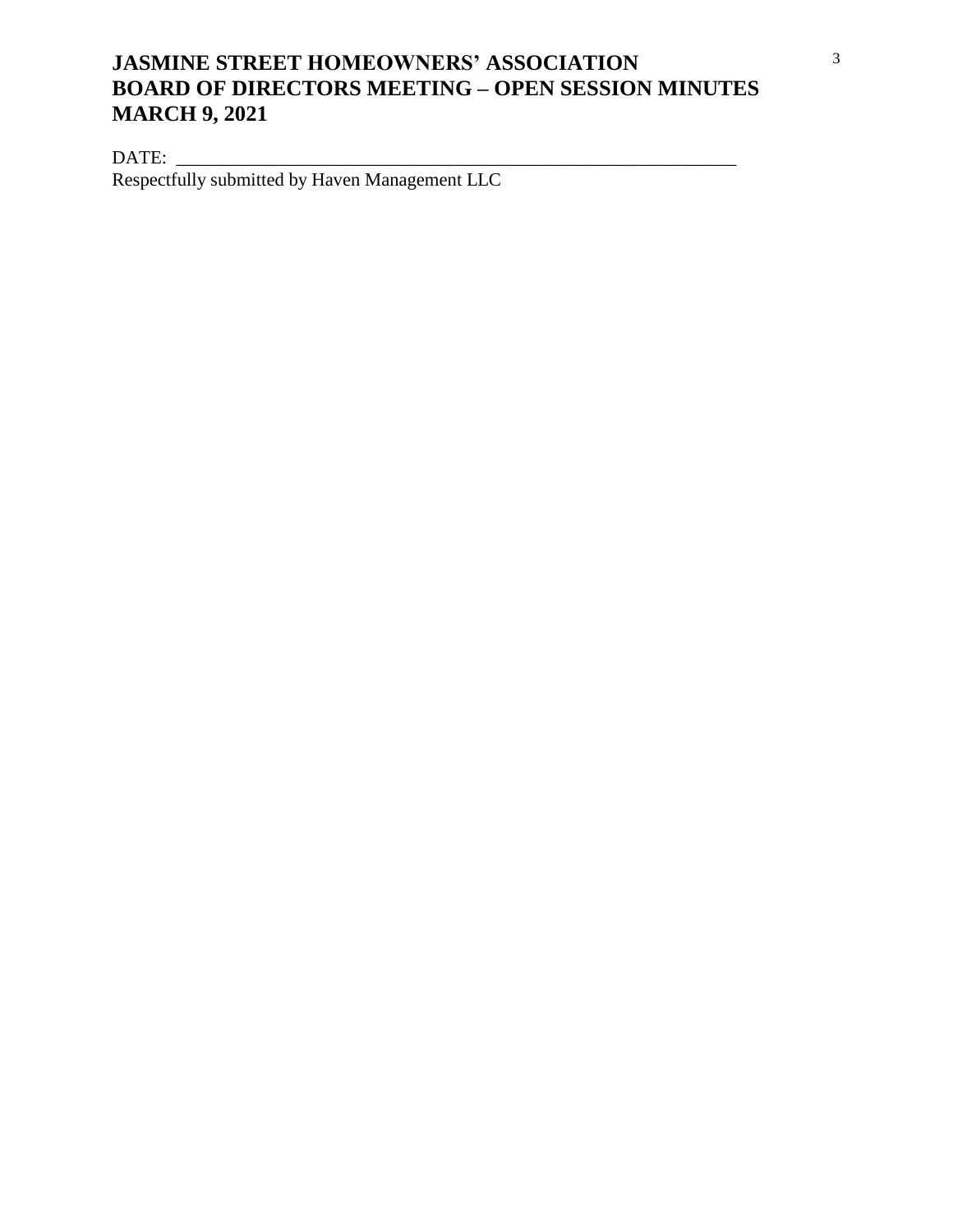DATE: ______________________________________________________________

Respectfully submitted by Haven Management LLC